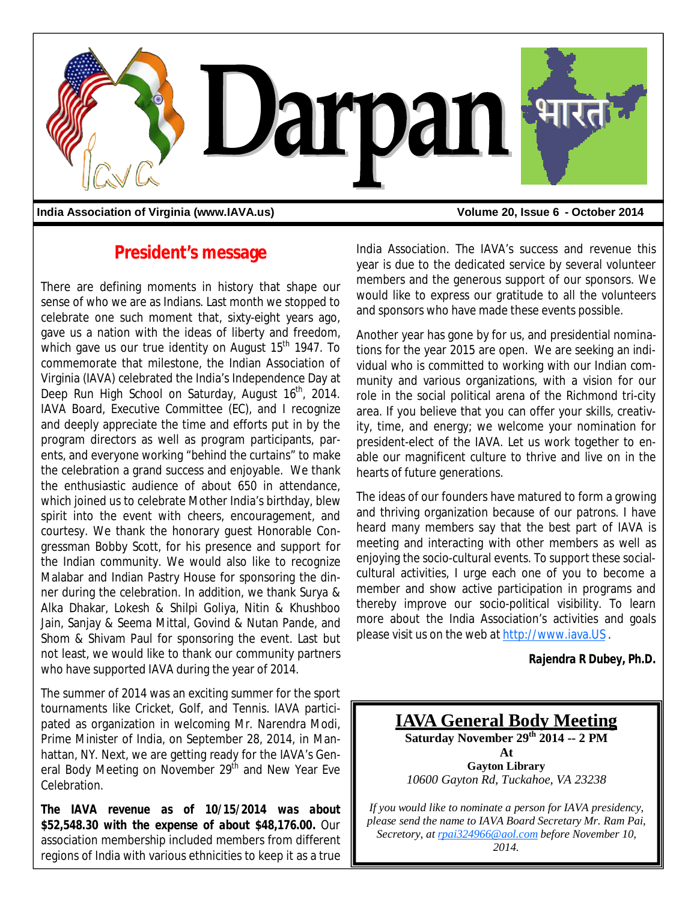# Darpan

**India Association of Virginia (www.IAVA.us)** — **Volume 20, Issue 6 - October 2014**

## President's message

There are defining moments in history that shape our sense of who we are as Indians. Last month we stopped to celebrate one such moment that, sixty-eight years ago, gave us a nation with the ideas of liberty and freedom, which gave us our true identity on August 15th 1947. To commemorate that milestone, the Indian Association of Virginia (IAVA) celebrated the India's Independence Day at Deep Run High School on Saturday, August 16th, 2014. IAVA Board, Executive Committee (EC), and I recognize and deeply appreciate the time and efforts put in by the program directors as well as program participants, parents, and everyone working "behind the curtains" to make the celebration a grand success and enjoyable. We thank the enthusiastic audience of about 650 in attendance, which joined us to celebrate Mother India's birthday, blew spirit into the event with cheers, encouragement, and courtesy. We thank the honorary guest Honorable Congressman Bobby Scott, for his presence and support for the Indian community. We would also like to recognize Malabar and Indian Pastry House for sponsoring the dinner during the celebration. In addition, we thank Surya & Alka Dhakar, Lokesh & Shilpi Goliya, Nitin & Khushboo Jain, Sanjay & Seema Mittal, Govind & Nutan Pande, and Shom & Shivam Paul for sponsoring the event. Last but not least, we would like to thank our community partners who have supported IAVA during the year of 2014.

The summer of 2014 was an exciting summer for the sport tournaments like Cricket, Golf, and Tennis. IAVA participated as organization in welcoming Mr. Narendra Modi, Prime Minister of India, on September 28, 2014, in Manhattan, NY. Next, we are getting ready for the IAVA's General Body Meeting on November 29th and New Year Eve Celebration.

**The IAVA revenue as of 10/15/2014 was about $52,548.30 with the expense of about $48,176.00.** Our association membership included members from different regions of India with various ethnicities to keep it as a true India Association. The IAVA's success and revenue this year is due to the dedicated service by several volunteer members and the generous support of our sponsors. We would like to express our gratitude to all the volunteers and sponsors who have made these events possible.

Another year has gone by for us, and presidential nominations for the year 2015 are open. We are seeking an individual who is committed to working with our Indian community and various organizations, with a vision for our role in the social political arena of the Richmond tri-city area. If you believe that you can offer your skills, creativity, time, and energy; we welcome your nomination for president-elect of the IAVA. Let us work together to enable our magnificent culture to thrive and live on in the hearts of future generations.

The ideas of our founders have matured to form a growing and thriving organization because of our patrons. I have heard many members say that the best part of IAVA is meeting and interacting with other members as well as enjoying the socio-cultural events. To support these social-cultural activities, I urge each one of you to become a member and show active participation in programs and thereby improve our socio-political visibility. To learn more about the India Association's activities and goals please visit us on the web at http://www.iava.US.

**Rajendra R Dubey, Ph.D.**

---

## IAVA General Body Meeting

**Saturday November 29th 2014 -- 2 PM**

**At**

**Gayton Library**

*10600 Gayton Rd, Tuckahoe, VA 23238*

*If you would like to nominate a person for IAVA presidency, please send the name to IAVA Board Secretary Mr. Ram Pai, Secretary, at rpai324966@aol.com before November 10, 2014.*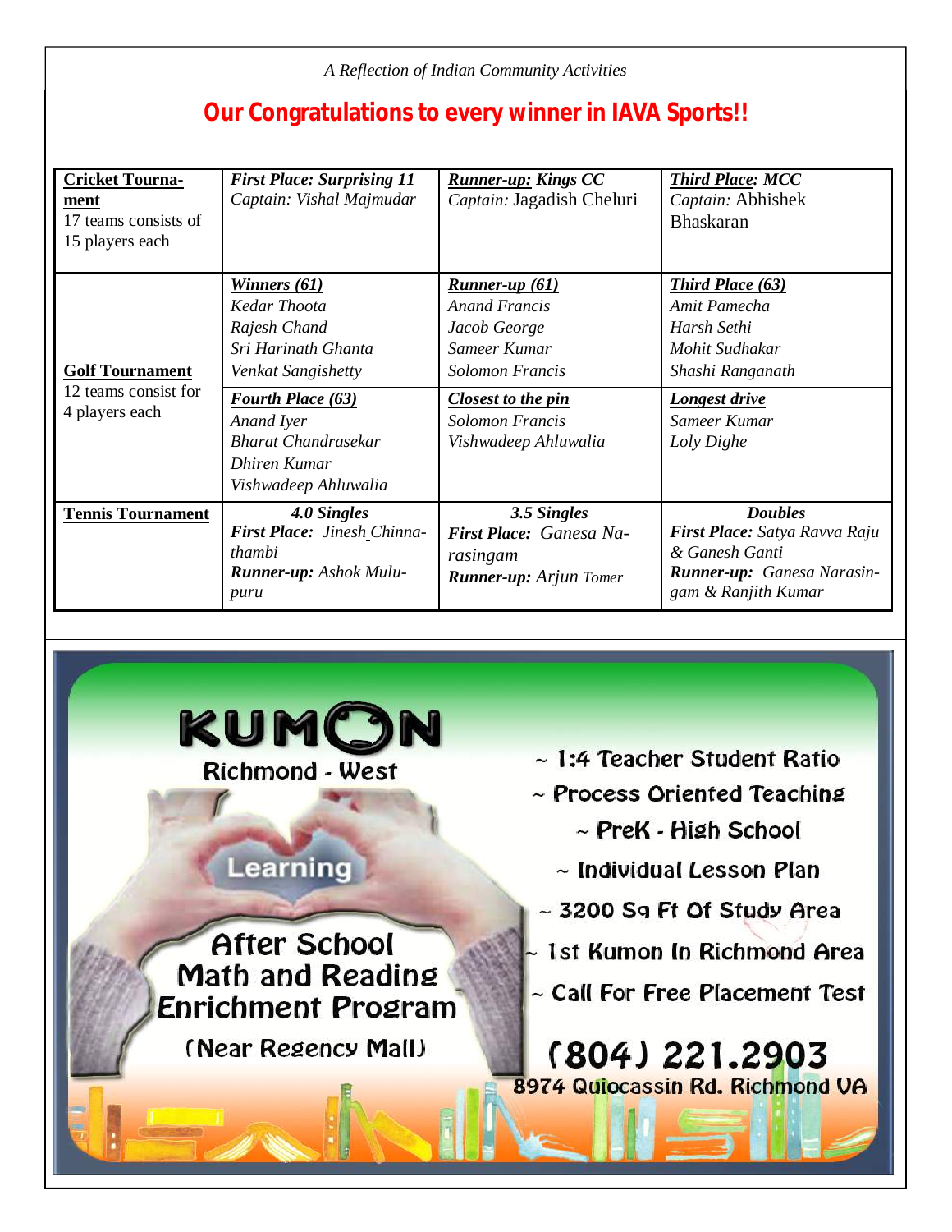## Our Congratulations to every winner in IAVA Sports!!

| | | | |
|---|---|---|---|
| **Cricket Tournament**<br>17 teams consists of 15 players each | ***First Place: Surprising 11***<br>*Captain: Vishal Majmudar* | ***Runner-up: Kings CC***<br>*Captain:* Jagadish Cheluri | ***Third Place: MCC***<br>*Captain:* Abhishek Bhaskaran |
| **Golf Tournament**<br>12 teams consist for 4 players each | ***Winners (61)***<br>*Kedar Thoota*<br>*Rajesh Chand*<br>*Sri Harinath Ghanta*<br>*Venkat Sangishetty* | ***Runner-up (61)***<br>*Anand Francis*<br>*Jacob George*<br>*Sameer Kumar*<br>*Solomon Francis* | ***Third Place (63)***<br>*Amit Pamecha*<br>*Harsh Sethi*<br>*Mohit Sudhakar*<br>*Shashi Ranganath* |
| | ***Fourth Place (63)***<br>*Anand Iyer*<br>*Bharat Chandrasekar*<br>*Dhiren Kumar*<br>*Vishwadeep Ahluwalia* | ***Closest to the pin***<br>*Solomon Francis*<br>*Vishwadeep Ahluwalia* | ***Longest drive***<br>*Sameer Kumar*<br>*Loly Dighe* |
| **Tennis Tournament** | ***4.0 Singles***<br>***First Place:*** *Jinesh Chinnathambi*<br>***Runner-up:*** *Ashok Mulupuru* | ***3.5 Singles***<br>***First Place:*** *Ganesa Narasingam*<br>***Runner-up:*** *Arjun Tomer* | ***Doubles***<br>***First Place:*** *Satya Ravva Raju & Ganesh Ganti*<br>***Runner-up:*** *Ganesa Narasingam & Ranjith Kumar* |

**KUMON**
Richmond - West

Learning

After School Math and Reading Enrichment Program

(Near Regency Mall)

- ~ 1:4 Teacher Student Ratio
- ~ Process Oriented Teaching
- ~ PreK - High School
- ~ Individual Lesson Plan
- ~ 3200 Sq Ft Of Study Area
- ~ 1st Kumon In Richmond Area
- ~ Call For Free Placement Test

**(804) 221.2903**
8974 Quiocassin Rd. Richmond VA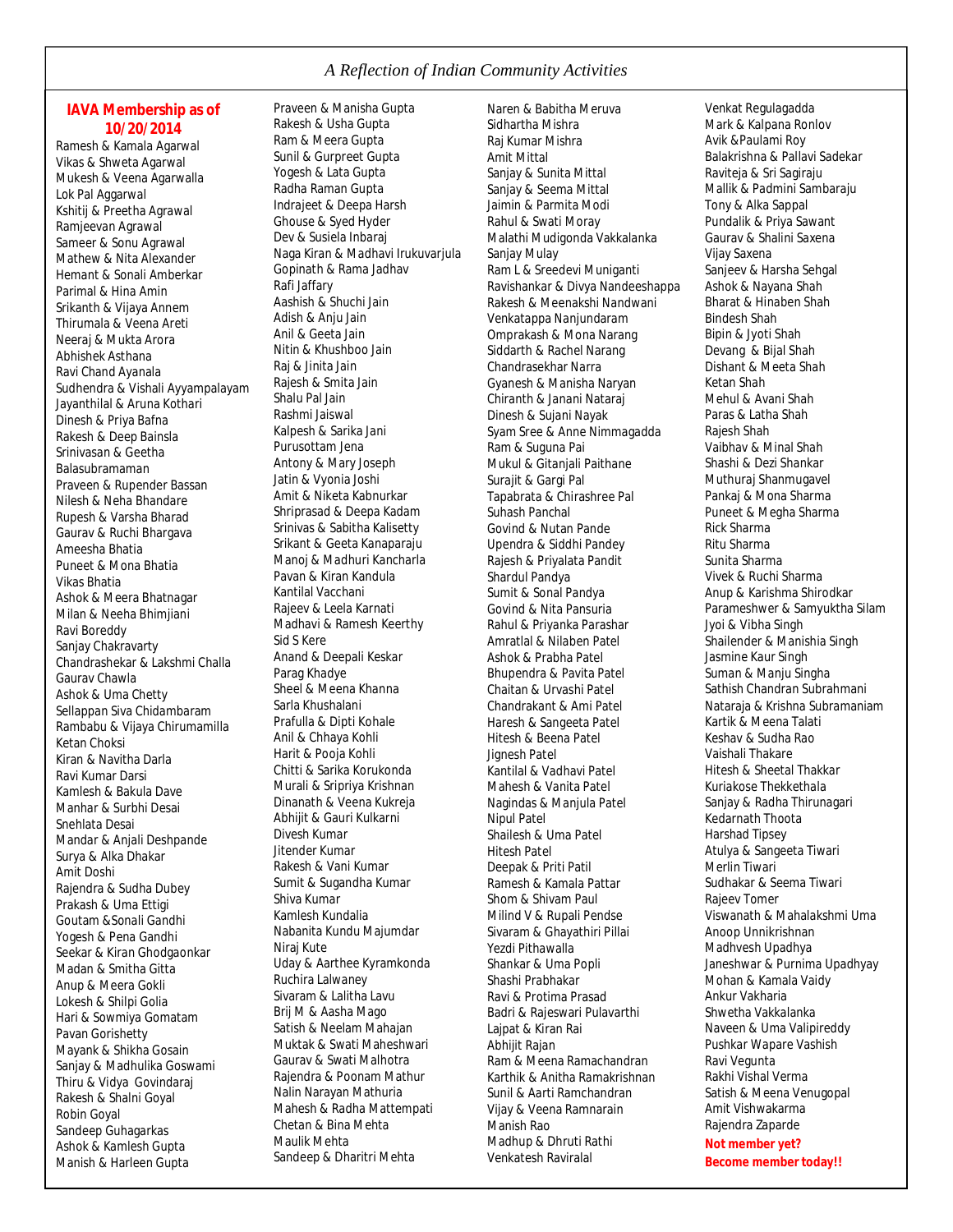## IAVA Membership as of 10/20/2014

Ramesh & Kamala Agarwal
Vikas & Shweta Agarwal
Mukesh & Veena Agarwalla
Lok Pal Aggarwal
Kshitij & Preetha Agrawal
Ramjeevan Agrawal
Sameer & Sonu Agrawal
Mathew & Nita Alexander
Hemant & Sonali Amberkar
Parimal & Hina Amin
Srikanth & Vijaya Annem
Thirumala & Veena Areti
Neeraj & Mukta Arora
Abhishek Asthana
Ravi Chand Ayanala
Sudhendra & Vishali Ayyampalayam
Jayanthilal & Aruna Kothari
Dinesh & Priya Bafna
Rakesh & Deep Bainsla
Srinivasan & Geetha Balasubramaman
Praveen & Rupender Bassan
Nilesh & Neha Bhandare
Rupesh & Varsha Bharad
Gaurav & Ruchi Bhargava
Ameesha Bhatia
Puneet & Mona Bhatia
Vikas Bhatia
Ashok & Meera Bhatnagar
Milan & Neeha Bhimjiani
Ravi Boreddy
Sanjay Chakravarty
Chandrashekar & Lakshmi Challa
Gaurav Chawla
Ashok & Uma Chetty
Sellappan Siva Chidambaram
Rambabu & Vijaya Chirumamilla
Ketan Choksi
Kiran & Navitha Darla
Ravi Kumar Darsi
Kamlesh & Bakula Dave
Manhar & Surbhi Desai
Snehlata Desai
Mandar & Anjali Deshpande
Surya & Alka Dhakar
Amit Doshi
Rajendra & Sudha Dubey
Prakash & Uma Ettigi
Goutam &Sonali Gandhi
Yogesh & Pena Gandhi
Seekar & Kiran Ghodgaonkar
Madan & Smitha Gitta
Anup & Meera Gokli
Lokesh & Shilpi Golia
Hari & Sowmiya Gomatam
Pavan Gorishetty
Mayank & Shikha Gosain
Sanjay & Madhulika Goswami
Thiru & Vidya Govindaraj
Rakesh & Shalni Goyal
Robin Goyal
Sandeep Guhagarkas
Ashok & Kamlesh Gupta
Manish & Harleen Gupta
Praveen & Manisha Gupta
Rakesh & Usha Gupta
Ram & Meera Gupta
Sunil & Gurpreet Gupta
Yogesh & Lata Gupta
Radha Raman Gupta
Indrajeet & Deepa Harsh
Ghouse & Syed Hyder
Dev & Susiela Inbaraj
Naga Kiran & Madhavi Irukuvarjula
Gopinath & Rama Jadhav
Rafi Jaffary
Aashish & Shuchi Jain
Adish & Anju Jain
Anil & Geeta Jain
Nitin & Khushboo Jain
Raj & Jinita Jain
Rajesh & Smita Jain
Shalu Pal Jain
Rashmi Jaiswal
Kalpesh & Sarika Jani
Purusottam Jena
Antony & Mary Joseph
Jatin & Vyonia Joshi
Amit & Niketa Kabnurkar
Shriprasad & Deepa Kadam
Srinivas & Sabitha Kalisetty
Srikant & Geeta Kanaparaju
Manoj & Madhuri Kancharla
Pavan & Kiran Kandula
Kantilal Vacchani
Rajeev & Leela Karnati
Madhavi & Ramesh Keerthy
Sid S Kere
Anand & Deepali Keskar
Parag Khadye
Sheel & Meena Khanna
Sarla Khushalani
Prafulla & Dipti Kohale
Anil & Chhaya Kohli
Harit & Pooja Kohli
Chitti & Sarika Korukonda
Murali & Sripriya Krishnan
Dinanath & Veena Kukreja
Abhijit & Gauri Kulkarni
Divesh Kumar
Jitender Kumar
Rakesh & Vani Kumar
Sumit & Sugandha Kumar
Shiva Kumar
Kamlesh Kundalia
Nabanita Kundu Majumdar
Niraj Kute
Uday & Aarthee Kyramkonda
Ruchira Lalwaney
Sivaram & Lalitha Lavu
Brij M & Aasha Mago
Satish & Neelam Mahajan
Muktak & Swati Maheshwari
Gaurav & Swati Malhotra
Rajendra & Poonam Mathur
Nalin Narayan Mathuria
Mahesh & Radha Mattempati
Chetan & Bina Mehta
Maulik Mehta
Sandeep & Dharitri Mehta
Naren & Babitha Meruva
Sidhartha Mishra
Raj Kumar Mishra
Amit Mittal
Sanjay & Sunita Mittal
Sanjay & Seema Mittal
Jaimin & Parmita Modi
Rahul & Swati Moray
Malathi Mudigonda Vakkalanka
Sanjay Mulay
Ram L & Sreedevi Muniganti
Ravishankar & Divya Nandeeshappa
Rakesh & Meenakshi Nandwani
Venkatappa Nanjundaram
Omprakash & Mona Narang
Siddarth & Rachel Narang
Chandrasekhar Narra
Gyanesh & Manisha Naryan
Chiranth & Janani Nataraj
Dinesh & Sujani Nayak
Syam Sree & Anne Nimmagadda
Ram & Suguna Pai
Mukul & Gitanjali Paithane
Surajit & Gargi Pal
Tapabrata & Chirashree Pal
Suhash Panchal
Govind & Nutan Pande
Upendra & Siddhi Pandey
Rajesh & Priyalata Pandit
Shardul Pandya
Sumit & Sonal Pandya
Govind & Nita Pansuria
Rahul & Priyanka Parashar
Amratlal & Nilaben Patel
Ashok & Prabha Patel
Bhupendra & Pavita Patel
Chaitan & Urvashi Patel
Chandrakant & Ami Patel
Haresh & Sangeeta Patel
Hitesh & Beena Patel
Jignesh Patel
Kantilal & Vadhavi Patel
Mahesh & Vanita Patel
Nagindas & Manjula Patel
Nipul Patel
Shailesh & Uma Patel
Hitesh Patel
Deepak & Priti Patil
Ramesh & Kamala Pattar
Shom & Shivam Paul
Milind V & Rupali Pendse
Sivaram & Ghayathiri Pillai
Yezdi Pithawalla
Shankar & Uma Popli
Shashi Prabhakar
Ravi & Protima Prasad
Badri & Rajeswari Pulavarthi
Lajpat & Kiran Rai
Abhijit Rajan
Ram & Meena Ramachandran
Karthik & Anitha Ramakrishnan
Sunil & Aarti Ramchandran
Vijay & Veena Ramnarain
Manish Rao
Madhup & Dhruti Rathi
Venkatesh Raviralal
Venkat Regulagadda
Mark & Kalpana Ronlov
Avik &Paulami Roy
Balakrishna & Pallavi Sadekar
Raviteja & Sri Sagiraju
Mallik & Padmini Sambaraju
Tony & Alka Sappal
Pundalik & Priya Sawant
Gaurav & Shalini Saxena
Vijay Saxena
Sanjeev & Harsha Sehgal
Ashok & Nayana Shah
Bharat & Hinaben Shah
Bindesh Shah
Bipin & Jyoti Shah
Devang & Bijal Shah
Dishant & Meeta Shah
Ketan Shah
Mehul & Avani Shah
Paras & Latha Shah
Rajesh Shah
Vaibhav & Minal Shah
Shashi & Dezi Shankar
Muthuraj Shanmugavel
Pankaj & Mona Sharma
Puneet & Megha Sharma
Rick Sharma
Ritu Sharma
Sunita Sharma
Vivek & Ruchi Sharma
Anup & Karishma Shirodkar
Parameshwer & Samyuktha Silam
Jyoi & Vibha Singh
Shailender & Manishia Singh
Jasmine Kaur Singh
Suman & Manju Singha
Sathish Chandran Subrahmani
Nataraja & Krishna Subramaniam
Kartik & Meena Talati
Keshav & Sudha Rao
Vaishali Thakare
Hitesh & Sheetal Thakkar
Kuriakose Thekkethala
Sanjay & Radha Thirunagari
Kedarnath Thoota
Harshad Tipsey
Atulya & Sangeeta Tiwari
Merlin Tiwari
Sudhakar & Seema Tiwari
Rajeev Tomer
Viswanath & Mahalakshmi Uma
Anoop Unnikrishnan
Madhvesh Upadhya
Janeshwar & Purnima Upadhyay
Mohan & Kamala Vaidy
Ankur Vakharia
Shwetha Vakkalanka
Naveen & Uma Valipireddy
Pushkar Wapare Vashish
Ravi Vegunta
Rakhi Vishal Verma
Satish & Meena Venugopal
Amit Vishwakarma
Rajendra Zaparde

**Not member yet?**
**Become member today!!**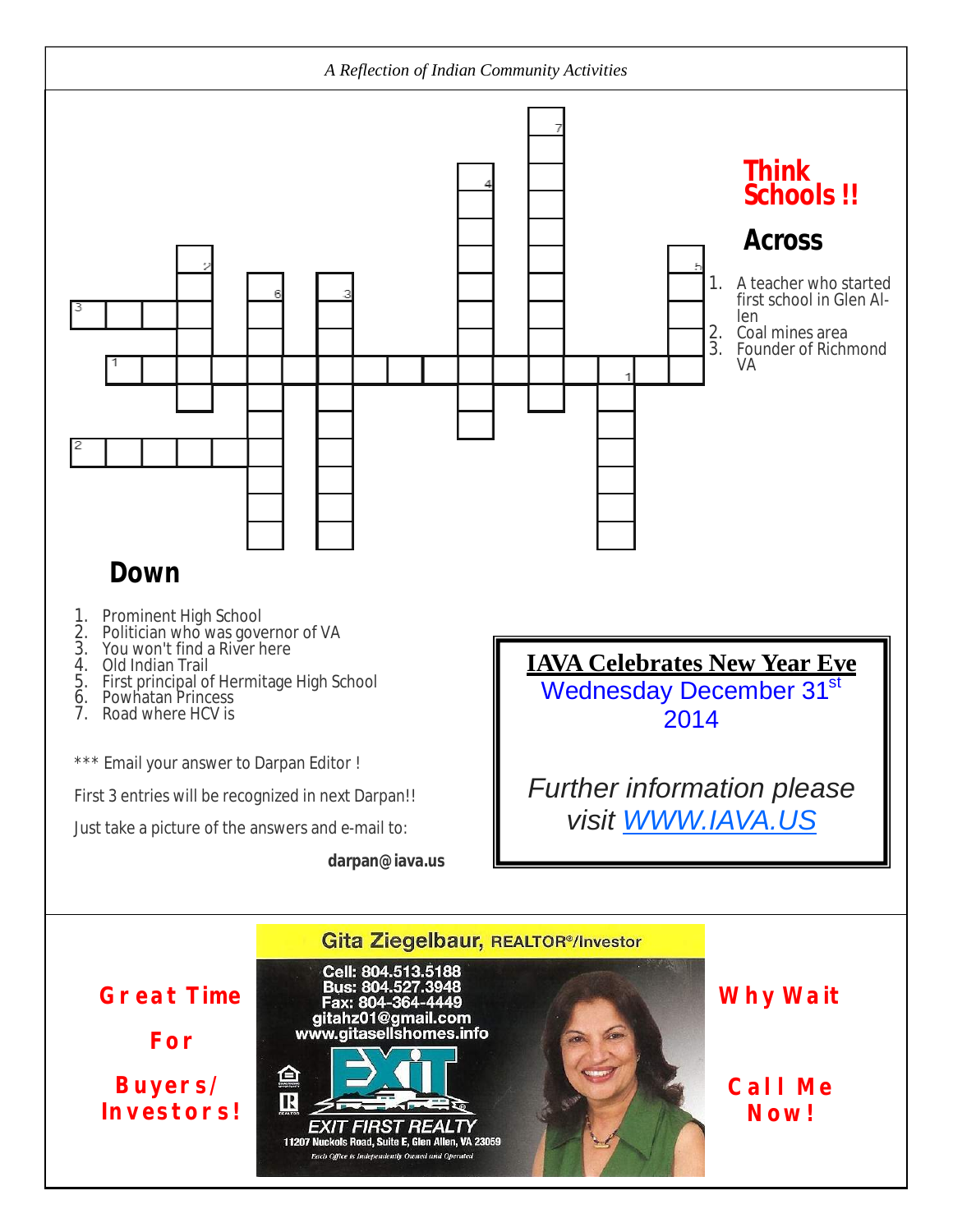*A Reflection of Indian Community Activities*

# Think Schools !!

## Across

1. A teacher who started first school in Glen Allen
2. Coal mines area
3. Founder of Richmond VA

## Down

1. Prominent High School
2. Politician who was governor of VA
3. You won't find a River here
4. Old Indian Trail
5. First principal of Hermitage High School
6. Powhatan Princess
7. Road where HCV is

*** Email your answer to Darpan Editor !

First 3 entries will be recognized in next Darpan!!

Just take a picture of the answers and e-mail to:

**darpan@iava.us**

**IAVA Celebrates New Year Eve**

Wednesday December 31st 2014

*Further information please visit WWW.IAVA.US*

**Great Time For Buyers/ Investors!**

Gita Ziegelbaur, REALTOR®/Investor

Cell: 804.513.5188
Bus: 804.527.3948
Fax: 804-364-4449
gitahz01@gmail.com
www.gitasellshomes.info

EXIT FIRST REALTY
11207 Nuckols Road, Suite E, Glen Allen, VA 23059
Each Office is Independently Owned and Operated

**Why Wait**

**Call Me Now!**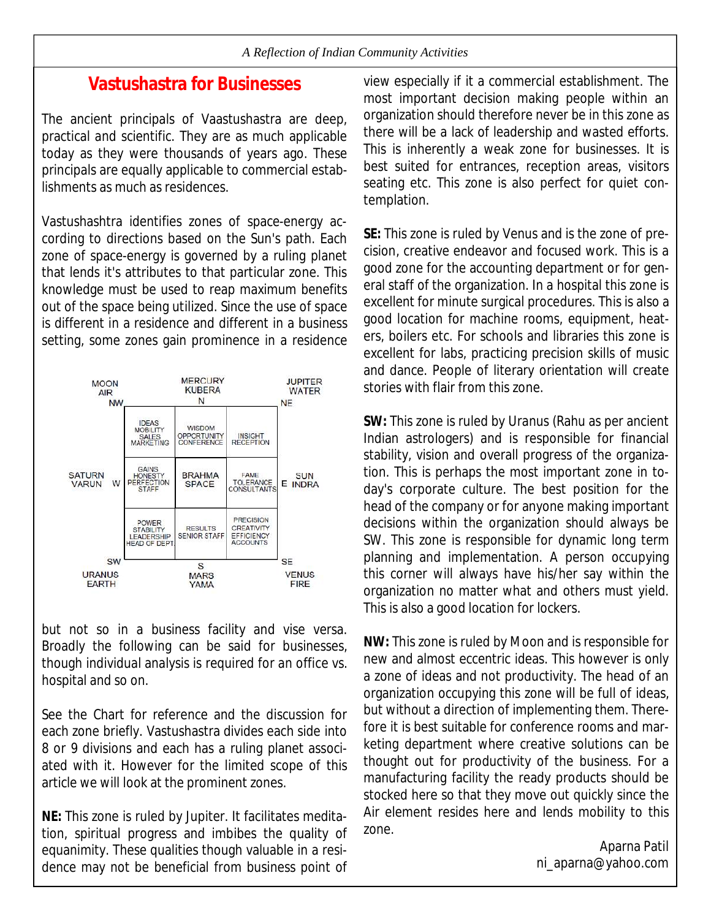## Vastushastra for Businesses

The ancient principals of Vaastushastra are deep, practical and scientific. They are as much applicable today as they were thousands of years ago. These principals are equally applicable to commercial establishments as much as residences.

Vastushashtra identifies zones of space-energy according to directions based on the Sun's path. Each zone of space-energy is governed by a ruling planet that lends it's attributes to that particular zone. This knowledge must be used to reap maximum benefits out of the space being utilized. Since the use of space is different in a residence and different in a business setting, some zones gain prominence in a residence but not so in a business facility and vise versa. Broadly the following can be said for businesses, though individual analysis is required for an office vs. hospital and so on.

| MOON AIR NW | | MERCURY KUBERA N | | JUPITER WATER NE |
|---|---|---|---|---|
| | IDEAS MOBILITY SALES MARKETING | WISDOM OPPORTUNITY CONFERENCE | INSIGHT RECEPTION | |
| SATURN VARUN W | GAINS HONESTY PERFECTION STAFF | BRAHMA SPACE | FAME TOLERANCE CONSULTANTS | E SUN INDRA |
| | POWER STABILITY LEADERSHIP HEAD OF DEPT. | RESULTS SENIOR STAFF | PRECISION CREATIVITY EFFICIENCY ACCOUNTS | |
| SW URANUS EARTH | | S MARS YAMA | | SE VENUS FIRE |

See the Chart for reference and the discussion for each zone briefly. Vastushastra divides each side into 8 or 9 divisions and each has a ruling planet associated with it. However for the limited scope of this article we will look at the prominent zones.

**NE:** This zone is ruled by Jupiter. It facilitates meditation, spiritual progress and imbibes the quality of equanimity. These qualities though valuable in a residence may not be beneficial from business point of view especially if it a commercial establishment. The most important decision making people within an organization should therefore never be in this zone as there will be a lack of leadership and wasted efforts. This is inherently a weak zone for businesses. It is best suited for entrances, reception areas, visitors seating etc. This zone is also perfect for quiet contemplation.

**SE:** This zone is ruled by Venus and is the zone of precision, creative endeavor and focused work. This is a good zone for the accounting department or for general staff of the organization. In a hospital this zone is excellent for minute surgical procedures. This is also a good location for machine rooms, equipment, heaters, boilers etc. For schools and libraries this zone is excellent for labs, practicing precision skills of music and dance. People of literary orientation will create stories with flair from this zone.

**SW:** This zone is ruled by Uranus (Rahu as per ancient Indian astrologers) and is responsible for financial stability, vision and overall progress of the organization. This is perhaps the most important zone in today's corporate culture. The best position for the head of the company or for anyone making important decisions within the organization should always be SW. This zone is responsible for dynamic long term planning and implementation. A person occupying this corner will always have his/her say within the organization no matter what and others must yield. This is also a good location for lockers.

**NW:** This zone is ruled by Moon and is responsible for new and almost eccentric ideas. This however is only a zone of ideas and not productivity. The head of an organization occupying this zone will be full of ideas, but without a direction of implementing them. Therefore it is best suitable for conference rooms and marketing department where creative solutions can be thought out for productivity of the business. For a manufacturing facility the ready products should be stocked here so that they move out quickly since the Air element resides here and lends mobility to this zone.

Aparna Patil
ni_aparna@yahoo.com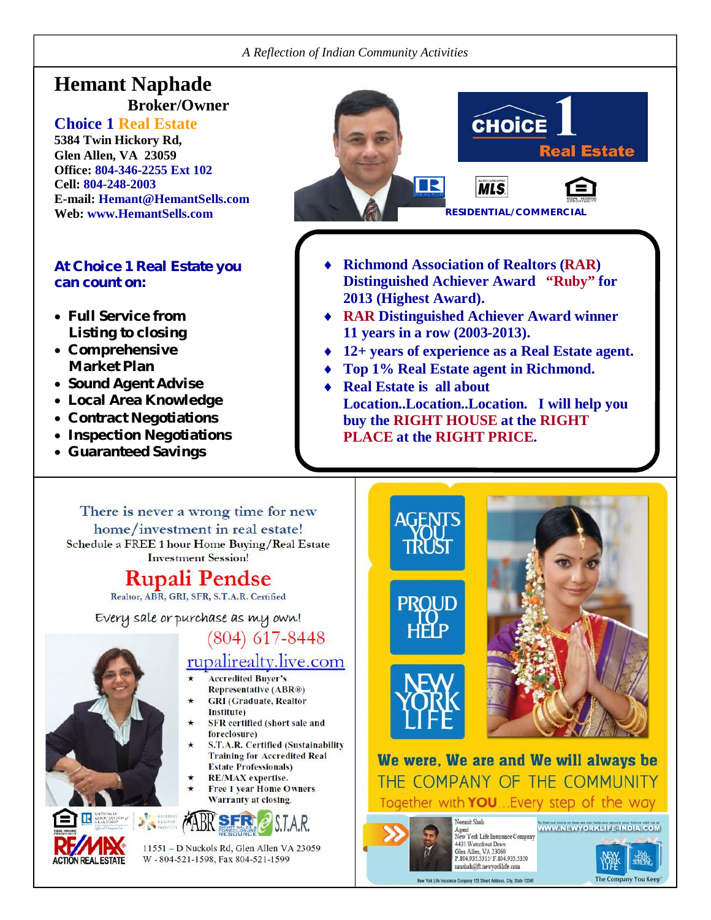# Hemant Naphade

**Broker/Owner**

**Choice 1 Real Estate**

**5384 Twin Hickory Rd,**
**Glen Allen, VA 23059**
**Office: 804-346-2255 Ext 102**
**Cell: 804-248-2003**
**E-mail: Hemant@HemantSells.com**
**Web: www.HemantSells.com**

CHOICE 1 Real Estate

RESIDENTIAL/COMMERCIAL

**At Choice 1 Real Estate you can count on:**

- **Full Service from Listing to closing**
- **Comprehensive Market Plan**
- **Sound Agent Advise**
- **Local Area Knowledge**
- **Contract Negotiations**
- **Inspection Negotiations**
- **Guaranteed Savings**

- **Richmond Association of Realtors (RAR) Distinguished Achiever Award "Ruby" for 2013 (Highest Award).**
- **RAR Distinguished Achiever Award winner 11 years in a row (2003-2013).**
- **12+ years of experience as a Real Estate agent.**
- **Top 1% Real Estate agent in Richmond.**
- **Real Estate is all about Location..Location..Location. I will help you buy the RIGHT HOUSE at the RIGHT PLACE at the RIGHT PRICE.**

---

There is never a wrong time for new home/investment in real estate!

Schedule a FREE 1 hour Home Buying/Real Estate Investment Session!

## Rupali Pendse

Realtor, ABR, GRI, SFR, S.T.A.R. Certified

*Every sale or purchase as my own!*

(804) 617-8448

rupalirealty.live.com

- Accredited Buyer's Representative (ABR®)
- GRI (Graduate, Realtor Institute)
- SFR certified (short sale and foreclosure)
- S.T.A.R. Certified (Sustainability Training for Accredited Real Estate Professionals)
- RE/MAX expertise.
- Free 1 year Home Owners Warranty at closing.

RE/MAX ACTION REAL ESTATE

11551 – D Nuckols Rd, Glen Allen VA 23059
W - 804-521-1598, Fax 804-521-1599

---

AGENTS YOU TRUST

PROUD TO HELP

NEW YORK LIFE

**We were, We are and We will always be**

THE COMPANY OF THE COMMUNITY

Together with **YOU**...Every step of the way

Neemit Shah
Agent
New York Life Insurance Company
4435 Waterfront Drive
Glen Allen, VA 23060
P.804.935.5315/F.804.935.5350
nmshah@ft.newyorklife.com

To find out more on how we can help you secure your future visit us at WWW.NEWYORKLIFE-INDIA.COM

New York Life Insurance Company 123 Street Address, City, State 12345

The Company You Keep®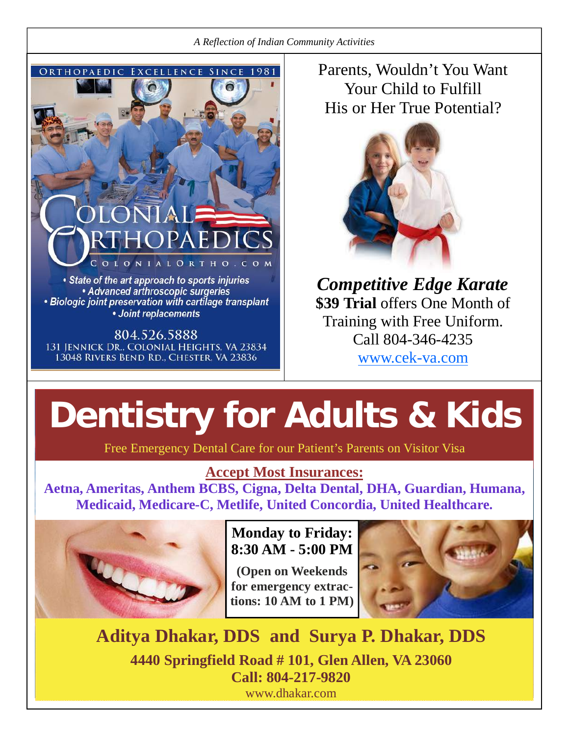ORTHOPAEDIC EXCELLENCE SINCE 1981

COLONIAL ORTHOPAEDICS

COLONIALORTHO.COM

- *State of the art approach to sports injuries*
- *Advanced arthroscopic surgeries*
- *Biologic joint preservation with cartilage transplant*
- *Joint replacements*

804.526.5888
131 JENNICK DR., COLONIAL HEIGHTS, VA 23834
13048 RIVERS BEND RD., CHESTER, VA 23836

Parents, Wouldn't You Want Your Child to Fulfill His or Her True Potential?

***Competitive Edge Karate***
**$39 Trial** offers One Month of Training with Free Uniform.
Call 804-346-4235
www.cek-va.com

# Dentistry for Adults & Kids

Free Emergency Dental Care for our Patient's Parents on Visitor Visa

**Accept Most Insurances:**

**Aetna, Ameritas, Anthem BCBS, Cigna, Delta Dental, DHA, Guardian, Humana, Medicaid, Medicare-C, Metlife, United Concordia, United Healthcare.**

**Monday to Friday: 8:30 AM - 5:00 PM**

**(Open on Weekends for emergency extractions: 10 AM to 1 PM)**

**Aditya Dhakar, DDS and Surya P. Dhakar, DDS**

**4440 Springfield Road # 101, Glen Allen, VA 23060**

**Call: 804-217-9820**

www.dhakar.com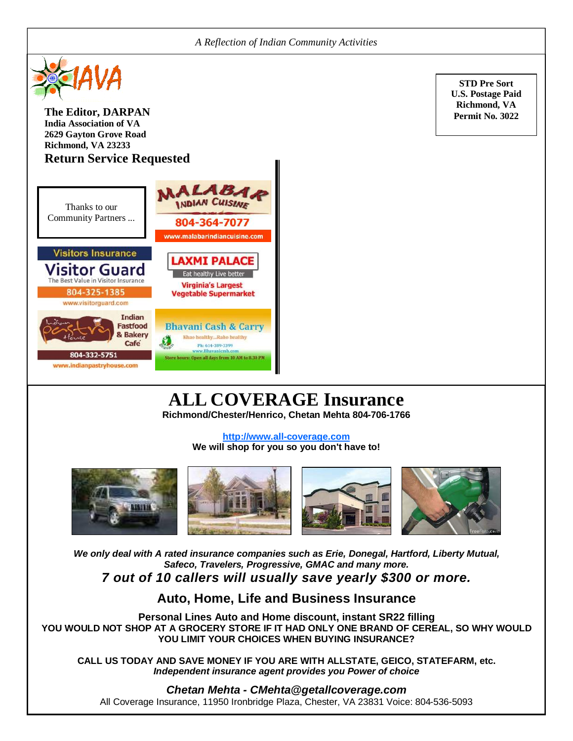*A Reflection of Indian Community Activities*

IAVA

**The Editor, DARPAN**
**India Association of VA**
**2629 Gayton Grove Road**
**Richmond, VA 23233**

**Return Service Requested**

**STD Pre Sort**
**U.S. Postage Paid**
**Richmond, VA**
**Permit No. 3022**

Thanks to our Community Partners ...

MALABAR INDIAN CUISINE
804-364-7077
www.malabarindiancuisine.com

Visitors Insurance
Visitor Guard
The Best Value in Visitor Insurance
804-325-1385
www.visitorguard.com

LAXMI PALACE
Eat healthy Live better
Virginia's Largest Vegetable Supermarket

Indian Pastry House
Indian Fastfood & Bakery Cafe
804-332-5751
www.indianpastryhouse.com

Bhavani Cash & Carry
Khao healthy...Raho healthy
Ph: 614-389-3399
www.Bhavanicnh.com
Store hours: Open all days from 10 AM to 8.30 PM

# ALL COVERAGE Insurance

**Richmond/Chester/Henrico, Chetan Mehta 804-706-1766**

**http://www.all-coverage.com**
**We will shop for you so you don't have to!**

***We only deal with A rated insurance companies such as Erie, Donegal, Hartford, Liberty Mutual, Safeco, Travelers, Progressive, GMAC and many more.***

***7 out of 10 callers will usually save yearly $300 or more.***

## Auto, Home, Life and Business Insurance

**Personal Lines Auto and Home discount, instant SR22 filling**
**YOU WOULD NOT SHOP AT A GROCERY STORE IF IT HAD ONLY ONE BRAND OF CEREAL, SO WHY WOULD YOU LIMIT YOUR CHOICES WHEN BUYING INSURANCE?**

**CALL US TODAY AND SAVE MONEY IF YOU ARE WITH ALLSTATE, GEICO, STATEFARM, etc.**
***Independent insurance agent provides you Power of choice***

***Chetan Mehta - CMehta@getallcoverage.com***
All Coverage Insurance, 11950 Ironbridge Plaza, Chester, VA 23831 Voice: 804-536-5093